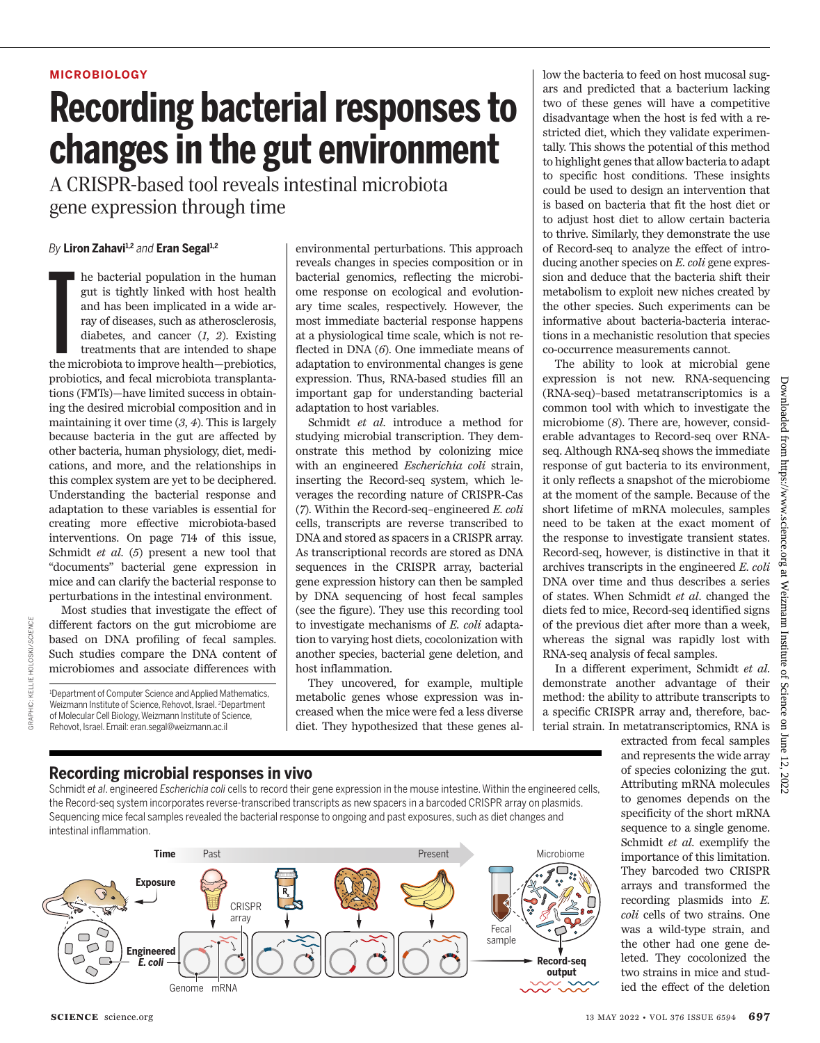MICROBIOLOGY

# Recording bacterial responses to changes in the gut environment

## A CRISPR-based tool reveals intestinal microbiota gene expression through time

By **Liron Zahavi**[1,2] and **Eran Segal**[1,2]

The bacterial population in the human gut is tightly linked with host health and has been implicated in a wide array of diseases, such as atherosclerosis, diabetes, and cancer (*1*, *2*). Existing treatments that are intended to shape the microbiota to improve health—prebiotics, probiotics, and fecal microbiota transplantations (FMTs)—have limited success in obtaining the desired microbial composition and in maintaining it over time (*3*, *4*). This is largely because bacteria in the gut are affected by other bacteria, human physiology, diet, medications, and more, and the relationships in this complex system are yet to be deciphered. Understanding the bacterial response and adaptation to these variables is essential for creating more effective microbiota-based interventions. On page 714 of this issue, Schmidt *et al.* (*5*) present a new tool that "documents" bacterial gene expression in mice and can clarify the bacterial response to perturbations in the intestinal environment.

Most studies that investigate the effect of different factors on the gut microbiome are based on DNA profiling of fecal samples. Such studies compare the DNA content of microbiomes and associate differences with environmental perturbations. This approach reveals changes in species composition or in bacterial genomics, reflecting the microbiome response on ecological and evolutionary time scales, respectively. However, the most immediate bacterial response happens at a physiological time scale, which is not reflected in DNA (*6*). One immediate means of adaptation to environmental changes is gene expression. Thus, RNA-based studies fill an important gap for understanding bacterial adaptation to host variables.

Schmidt *et al.* introduce a method for studying microbial transcription. They demonstrate this method by colonizing mice with an engineered *Escherichia coli* strain, inserting the Record-seq system, which leverages the recording nature of CRISPR-Cas (*7*). Within the Record-seq–engineered *E. coli* cells, transcripts are reverse transcribed to DNA and stored as spacers in a CRISPR array. As transcriptional records are stored as DNA sequences in the CRISPR array, bacterial gene expression history can then be sampled by DNA sequencing of host fecal samples (see the figure). They use this recording tool to investigate mechanisms of *E. coli* adaptation to varying host diets, cocolonization with another species, bacterial gene deletion, and host inflammation.

They uncovered, for example, multiple metabolic genes whose expression was increased when the mice were fed a less diverse diet. They hypothesized that these genes allow the bacteria to feed on host mucosal sugars and predicted that a bacterium lacking two of these genes will have a competitive disadvantage when the host is fed with a restricted diet, which they validate experimentally. This shows the potential of this method to highlight genes that allow bacteria to adapt to specific host conditions. These insights could be used to design an intervention that is based on bacteria that fit the host diet or to adjust host diet to allow certain bacteria to thrive. Similarly, they demonstrate the use of Record-seq to analyze the effect of introducing another species on *E. coli* gene expression and deduce that the bacteria shift their metabolism to exploit new niches created by the other species. Such experiments can be informative about bacteria-bacteria interactions in a mechanistic resolution that species co-occurrence measurements cannot.

The ability to look at microbial gene expression is not new. RNA-sequencing (RNA-seq)–based metatranscriptomics is a common tool with which to investigate the microbiome (*8*). There are, however, considerable advantages to Record-seq over RNA-seq. Although RNA-seq shows the immediate response of gut bacteria to its environment, it only reflects a snapshot of the microbiome at the moment of the sample. Because of the short lifetime of mRNA molecules, samples need to be taken at the exact moment of the response to investigate transient states. Record-seq, however, is distinctive in that it archives transcripts in the engineered *E. coli* DNA over time and thus describes a series of states. When Schmidt *et al.* changed the diets fed to mice, Record-seq identified signs of the previous diet after more than a week, whereas the signal was rapidly lost with RNA-seq analysis of fecal samples.

In a different experiment, Schmidt *et al.* demonstrate another advantage of their method: the ability to attribute transcripts to a specific CRISPR array and, therefore, bacterial strain. In metatranscriptomics, RNA is extracted from fecal samples and represents the wide array of species colonizing the gut. Attributing mRNA molecules to genomes depends on the specificity of the short mRNA sequence to a single genome. Schmidt *et al.* exemplify the importance of this limitation. They barcoded two CRISPR arrays and transformed the recording plasmids into *E. coli* cells of two strains. One was a wild-type strain, and the other had one gene deleted. They cocolonized the two strains in mice and studied the effect of the deletion

### Recording microbial responses in vivo

Schmidt *et al*. engineered *Escherichia coli* cells to record their gene expression in the mouse intestine. Within the engineered cells, the Record-seq system incorporates reverse-transcribed transcripts as new spacers in a barcoded CRISPR array on plasmids. Sequencing mice fecal samples revealed the bacterial response to ongoing and past exposures, such as diet changes and intestinal inflammation.

GRAPHIC: KELLIE HOLOSKI/*SCIENCE*

[1]Department of Computer Science and Applied Mathematics, Weizmann Institute of Science, Rehovot, Israel. [2]Department of Molecular Cell Biology, Weizmann Institute of Science, Rehovot, Israel. Email: eran.segal@weizmann.ac.il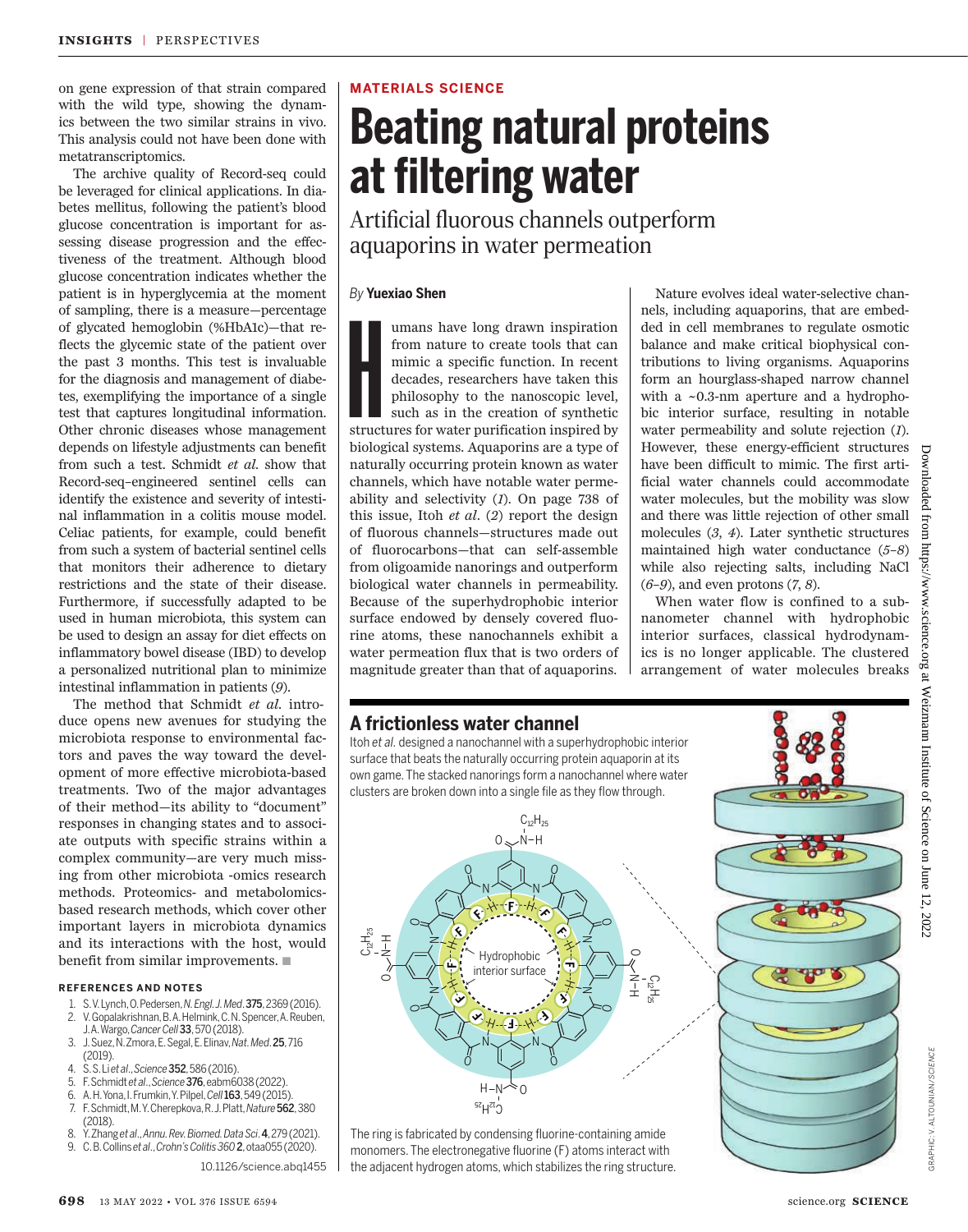on gene expression of that strain compared with the wild type, showing the dynamics between the two similar strains in vivo. This analysis could not have been done with metatranscriptomics.

The archive quality of Record-seq could be leveraged for clinical applications. In diabetes mellitus, following the patient's blood glucose concentration is important for assessing disease progression and the effectiveness of the treatment. Although blood glucose concentration indicates whether the patient is in hyperglycemia at the moment of sampling, there is a measure—percentage of glycated hemoglobin (%HbA1c)—that reflects the glycemic state of the patient over the past 3 months. This test is invaluable for the diagnosis and management of diabetes, exemplifying the importance of a single test that captures longitudinal information. Other chronic diseases whose management depends on lifestyle adjustments can benefit from such a test. Schmidt *et al.* show that Record-seq–engineered sentinel cells can identify the existence and severity of intestinal inflammation in a colitis mouse model. Celiac patients, for example, could benefit from such a system of bacterial sentinel cells that monitors their adherence to dietary restrictions and the state of their disease. Furthermore, if successfully adapted to be used in human microbiota, this system can be used to design an assay for diet effects on inflammatory bowel disease (IBD) to develop a personalized nutritional plan to minimize intestinal inflammation in patients (*9*).

The method that Schmidt *et al.* introduce opens new avenues for studying the microbiota response to environmental factors and paves the way toward the development of more effective microbiota-based treatments. Two of the major advantages of their method—its ability to "document" responses in changing states and to associate outputs with specific strains within a complex community—are very much missing from other microbiota -omics research methods. Proteomics- and metabolomics-based research methods, which cover other important layers in microbiota dynamics and its interactions with the host, would benefit from similar improvements. ■

### REFERENCES AND NOTES

1. S. V. Lynch, O. Pedersen, *N. Engl. J. Med.* **375**, 2369 (2016).
2. V. Gopalakrishnan, B. A. Helmink, C. N. Spencer, A. Reuben, J. A. Wargo, *Cancer Cell* **33**, 570 (2018).
3. J. Suez, N. Zmora, E. Segal, E. Elinav, *Nat. Med.* **25**, 716 (2019).
4. S. S. Li *et al.*, *Science* **352**, 586 (2016).
5. F. Schmidt *et al.*, *Science* **376**, eabm6038 (2022).
6. A. H. Yona, I. Frumkin, Y. Pilpel, *Cell* **163**, 549 (2015).
7. F. Schmidt, M. Y. Cherepkova, R. J. Platt, *Nature* **562**, 380 (2018).
8. Y. Zhang *et al.*, *Annu. Rev. Biomed. Data Sci.* **4**, 279 (2021).
9. C. B. Collins *et al.*, *Crohn's Colitis 360* **2**, otaa055 (2020).

10.1126/science.abq1455

MATERIALS SCIENCE

# Beating natural proteins at filtering water

## Artificial fluorous channels outperform aquaporins in water permeation

*By* **Yuexiao Shen**

Humans have long drawn inspiration from nature to create tools that can mimic a specific function. In recent decades, researchers have taken this philosophy to the nanoscopic level, such as in the creation of synthetic structures for water purification inspired by biological systems. Aquaporins are a type of naturally occurring protein known as water channels, which have notable water permeability and selectivity (*1*). On page 738 of this issue, Itoh *et al.* (*2*) report the design of fluorous channels—structures made out of fluorocarbons—that can self-assemble from oligoamide nanorings and outperform biological water channels in permeability. Because of the superhydrophobic interior surface endowed by densely covered fluorine atoms, these nanochannels exhibit a water permeation flux that is two orders of magnitude greater than that of aquaporins.

Nature evolves ideal water-selective channels, including aquaporins, that are embedded in cell membranes to regulate osmotic balance and make critical biophysical contributions to living organisms. Aquaporins form an hourglass-shaped narrow channel with a ~0.3-nm aperture and a hydrophobic interior surface, resulting in notable water permeability and solute rejection (*1*). However, these energy-efficient structures have been difficult to mimic. The first artificial water channels could accommodate water molecules, but the mobility was slow and there was little rejection of other small molecules (*3*, *4*). Later synthetic structures maintained high water conductance (*5*–*8*) while also rejecting salts, including NaCl (*6*–*9*), and even protons (*7*, *8*).

When water flow is confined to a subnanometer channel with hydrophobic interior surfaces, classical hydrodynamics is no longer applicable. The clustered arrangement of water molecules breaks

### A frictionless water channel

Itoh *et al.* designed a nanochannel with a superhydrophobic interior surface that beats the naturally occurring protein aquaporin at its own game. The stacked nanorings form a nanochannel where water clusters are broken down into a single file as they flow through.

The ring is fabricated by condensing fluorine-containing amide monomers. The electronegative fluorine (F) atoms interact with the adjacent hydrogen atoms, which stabilizes the ring structure.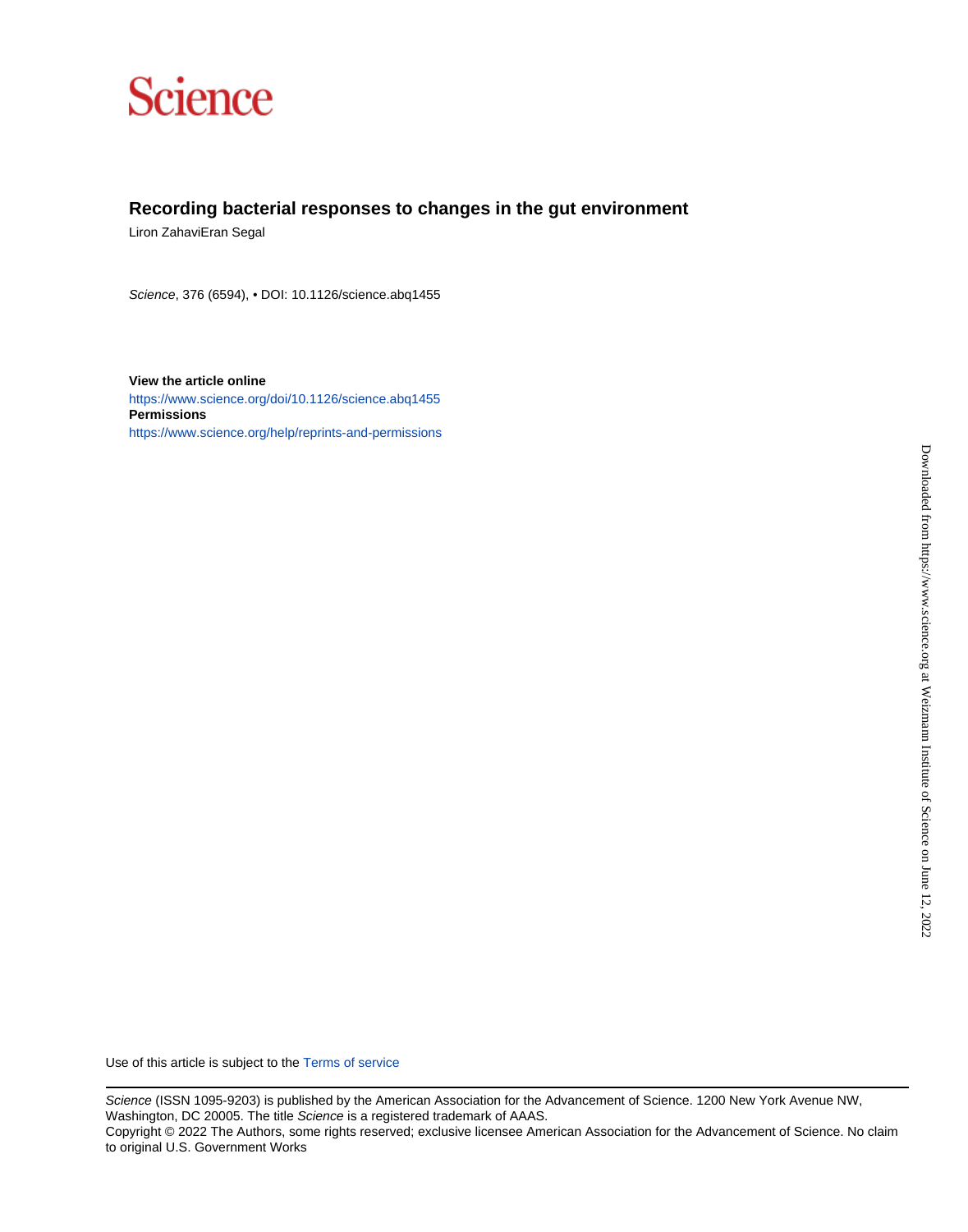# Science

## Recording bacterial responses to changes in the gut environment

Liron ZahaviEran Segal

*Science*, 376 (6594), • DOI: 10.1126/science.abq1455

**View the article online**
https://www.science.org/doi/10.1126/science.abq1455
**Permissions**
https://www.science.org/help/reprints-and-permissions

Use of this article is subject to the Terms of service

*Science* (ISSN 1095-9203) is published by the American Association for the Advancement of Science. 1200 New York Avenue NW, Washington, DC 20005. The title *Science* is a registered trademark of AAAS.
Copyright © 2022 The Authors, some rights reserved; exclusive licensee American Association for the Advancement of Science. No claim to original U.S. Government Works